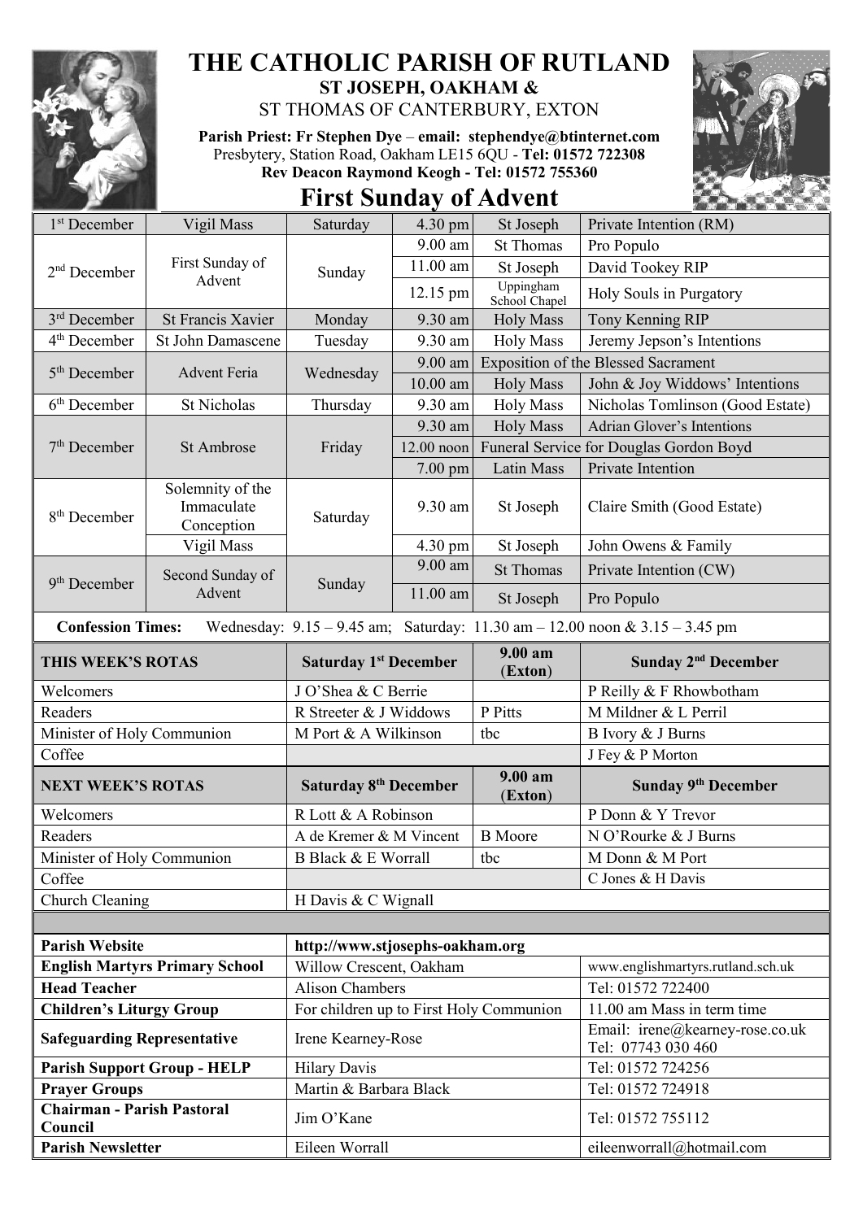# THE CATHOLIC PARISH OF RUTLAND

**ST JOSEPH, OAKHAM &**

ST THOMAS OF CANTERBURY, EXTON

**Parish Priest: Fr Stephen Dye** – **email: stephendye@btinternet.com**
Presbytery, Station Road, Oakham LE15 6QU - **Tel: 01572 722308**
**Rev Deacon Raymond Keogh - Tel: 01572 755360**

## First Sunday of Advent

| Date | Feast | Day | Time | Place | Intention |
|---|---|---|---|---|---|
| 1st December | Vigil Mass | Saturday | 4.30 pm | St Joseph | Private Intention (RM) |
| 2nd December | First Sunday of Advent | Sunday | 9.00 am | St Thomas | Pro Populo |
| | | | 11.00 am | St Joseph | David Tookey RIP |
| | | | 12.15 pm | Uppingham School Chapel | Holy Souls in Purgatory |
| 3rd December | St Francis Xavier | Monday | 9.30 am | Holy Mass | Tony Kenning RIP |
| 4th December | St John Damascene | Tuesday | 9.30 am | Holy Mass | Jeremy Jepson's Intentions |
| 5th December | Advent Feria | Wednesday | 9.00 am | Exposition of the Blessed Sacrament | |
| | | | 10.00 am | Holy Mass | John & Joy Widdows' Intentions |
| 6th December | St Nicholas | Thursday | 9.30 am | Holy Mass | Nicholas Tomlinson (Good Estate) |
| 7th December | St Ambrose | Friday | 9.30 am | Holy Mass | Adrian Glover's Intentions |
| | | | 12.00 noon | Funeral Service for Douglas Gordon Boyd | |
| | | | 7.00 pm | Latin Mass | Private Intention |
| 8th December | Solemnity of the Immaculate Conception | Saturday | 9.30 am | St Joseph | Claire Smith (Good Estate) |
| | Vigil Mass | | 4.30 pm | St Joseph | John Owens & Family |
| 9th December | Second Sunday of Advent | Sunday | 9.00 am | St Thomas | Private Intention (CW) |
| | | | 11.00 am | St Joseph | Pro Populo |

**Confession Times:** Wednesday: 9.15 – 9.45 am; Saturday: 11.30 am – 12.00 noon & 3.15 – 3.45 pm

| THIS WEEK'S ROTAS | Saturday 1st December | 9.00 am (Exton) | Sunday 2nd December |
|---|---|---|---|
| Welcomers | J O'Shea & C Berrie | | P Reilly & F Rhowbotham |
| Readers | R Streeter & J Widdows | P Pitts | M Mildner & L Perril |
| Minister of Holy Communion | M Port & A Wilkinson | tbc | B Ivory & J Burns |
| Coffee | | | J Fey & P Morton |

| NEXT WEEK'S ROTAS | Saturday 8th December | 9.00 am (Exton) | Sunday 9th December |
|---|---|---|---|
| Welcomers | R Lott & A Robinson | | P Donn & Y Trevor |
| Readers | A de Kremer & M Vincent | B Moore | N O'Rourke & J Burns |
| Minister of Holy Communion | B Black & E Worrall | tbc | M Donn & M Port |
| Coffee | | | C Jones & H Davis |
| Church Cleaning | H Davis & C Wignall | | |

| | | |
|---|---|---|
| **Parish Website** | http://www.stjosephs-oakham.org | |
| **English Martyrs Primary School** | Willow Crescent, Oakham | www.englishmartyrs.rutland.sch.uk |
| **Head Teacher** | Alison Chambers | Tel: 01572 722400 |
| **Children's Liturgy Group** | For children up to First Holy Communion | 11.00 am Mass in term time |
| **Safeguarding Representative** | Irene Kearney-Rose | Email: irene@kearney-rose.co.uk Tel: 07743 030 460 |
| **Parish Support Group - HELP** | Hilary Davis | Tel: 01572 724256 |
| **Prayer Groups** | Martin & Barbara Black | Tel: 01572 724918 |
| **Chairman - Parish Pastoral Council** | Jim O'Kane | Tel: 01572 755112 |
| **Parish Newsletter** | Eileen Worrall | eileenworrall@hotmail.com |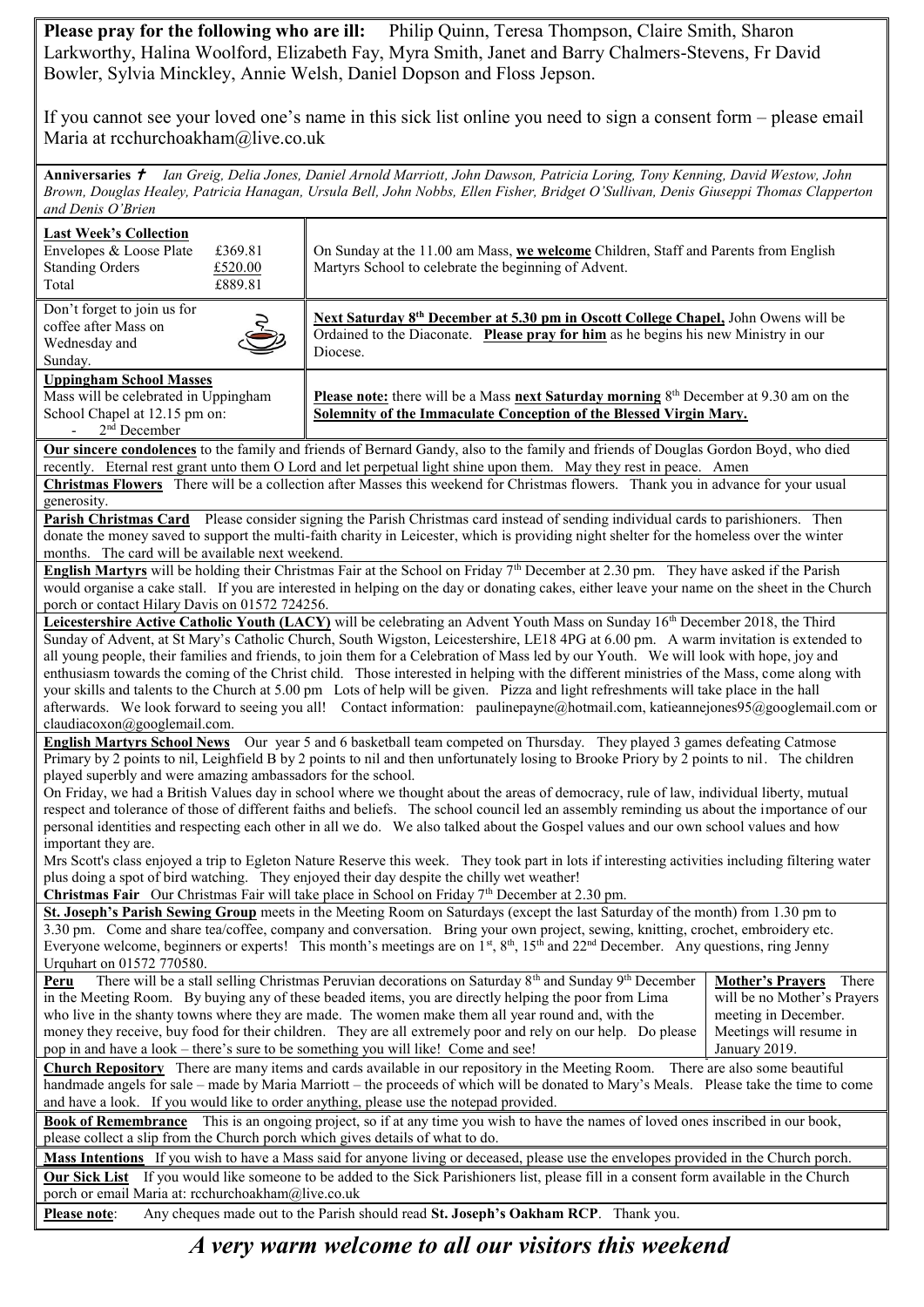**Please pray for the following who are ill:** Philip Quinn, Teresa Thompson, Claire Smith, Sharon Larkworthy, Halina Woolford, Elizabeth Fay, Myra Smith, Janet and Barry Chalmers-Stevens, Fr David Bowler, Sylvia Minckley, Annie Welsh, Daniel Dopson and Floss Jepson.

If you cannot see your loved one's name in this sick list online you need to sign a consent form – please email Maria at rcchurchoakham@live.co.uk

**Anniversaries** ✝ *Ian Greig, Delia Jones, Daniel Arnold Marriott, John Dawson, Patricia Loring, Tony Kenning, David Westow, John Brown, Douglas Healey, Patricia Hanagan, Ursula Bell, John Nobbs, Ellen Fisher, Bridget O'Sullivan, Denis Giuseppi Thomas Clapperton and Denis O'Brien*

**Last Week's Collection**

| | |
|---|---|
| Envelopes & Loose Plate | £369.81 |
| Standing Orders | £520.00 |
| Total | £889.81 |

On Sunday at the 11.00 am Mass, **we welcome** Children, Staff and Parents from English Martyrs School to celebrate the beginning of Advent.

Don't forget to join us for coffee after Mass on Wednesday and Sunday.

**Next Saturday 8th December at 5.30 pm in Oscott College Chapel,** John Owens will be Ordained to the Diaconate. **Please pray for him** as he begins his new Ministry in our Diocese.

**Uppingham School Masses**
Mass will be celebrated in Uppingham School Chapel at 12.15 pm on:
- 2nd December

**Please note:** there will be a Mass **next Saturday morning** 8th December at 9.30 am on the **Solemnity of the Immaculate Conception of the Blessed Virgin Mary.**

**Our sincere condolences** to the family and friends of Bernard Gandy, also to the family and friends of Douglas Gordon Boyd, who died recently. Eternal rest grant unto them O Lord and let perpetual light shine upon them. May they rest in peace. Amen

**Christmas Flowers** There will be a collection after Masses this weekend for Christmas flowers. Thank you in advance for your usual generosity.

**Parish Christmas Card** Please consider signing the Parish Christmas card instead of sending individual cards to parishioners. Then donate the money saved to support the multi-faith charity in Leicester, which is providing night shelter for the homeless over the winter months. The card will be available next weekend.

**English Martyrs** will be holding their Christmas Fair at the School on Friday 7th December at 2.30 pm. They have asked if the Parish would organise a cake stall. If you are interested in helping on the day or donating cakes, either leave your name on the sheet in the Church porch or contact Hilary Davis on 01572 724256.

**Leicestershire Active Catholic Youth (LACY)** will be celebrating an Advent Youth Mass on Sunday 16th December 2018, the Third Sunday of Advent, at St Mary's Catholic Church, South Wigston, Leicestershire, LE18 4PG at 6.00 pm. A warm invitation is extended to all young people, their families and friends, to join them for a Celebration of Mass led by our Youth. We will look with hope, joy and enthusiasm towards the coming of the Christ child. Those interested in helping with the different ministries of the Mass, come along with your skills and talents to the Church at 5.00 pm Lots of help will be given. Pizza and light refreshments will take place in the hall afterwards. We look forward to seeing you all! Contact information: paulinepayne@hotmail.com, katieannejones95@googlemail.com or claudiacoxon@googlemail.com.

**English Martyrs School News** Our year 5 and 6 basketball team competed on Thursday. They played 3 games defeating Catmose Primary by 2 points to nil, Leighfield B by 2 points to nil and then unfortunately losing to Brooke Priory by 2 points to nil. The children played superbly and were amazing ambassadors for the school.
On Friday, we had a British Values day in school where we thought about the areas of democracy, rule of law, individual liberty, mutual respect and tolerance of those of different faiths and beliefs. The school council led an assembly reminding us about the importance of our personal identities and respecting each other in all we do. We also talked about the Gospel values and our own school values and how important they are.
Mrs Scott's class enjoyed a trip to Egleton Nature Reserve this week. They took part in lots if interesting activities including filtering water plus doing a spot of bird watching. They enjoyed their day despite the chilly wet weather!
**Christmas Fair** Our Christmas Fair will take place in School on Friday 7th December at 2.30 pm.

**St. Joseph's Parish Sewing Group** meets in the Meeting Room on Saturdays (except the last Saturday of the month) from 1.30 pm to 3.30 pm. Come and share tea/coffee, company and conversation. Bring your own project, sewing, knitting, crochet, embroidery etc. Everyone welcome, beginners or experts! This month's meetings are on 1st, 8th, 15th and 22nd December. Any questions, ring Jenny Urquhart on 01572 770580.

**Peru** There will be a stall selling Christmas Peruvian decorations on Saturday 8th and Sunday 9th December in the Meeting Room. By buying any of these beaded items, you are directly helping the poor from Lima who live in the shanty towns where they are made. The women make them all year round and, with the money they receive, buy food for their children. They are all extremely poor and rely on our help. Do please pop in and have a look – there's sure to be something you will like! Come and see!

**Mother's Prayers** There will be no Mother's Prayers meeting in December. Meetings will resume in January 2019.

**Church Repository** There are many items and cards available in our repository in the Meeting Room. There are also some beautiful handmade angels for sale – made by Maria Marriott – the proceeds of which will be donated to Mary's Meals. Please take the time to come and have a look. If you would like to order anything, please use the notepad provided.

**Book of Remembrance** This is an ongoing project, so if at any time you wish to have the names of loved ones inscribed in our book, please collect a slip from the Church porch which gives details of what to do.

**Mass Intentions** If you wish to have a Mass said for anyone living or deceased, please use the envelopes provided in the Church porch.

**Our Sick List** If you would like someone to be added to the Sick Parishioners list, please fill in a consent form available in the Church porch or email Maria at: rcchurchoakham@live.co.uk

**Please note**: Any cheques made out to the Parish should read **St. Joseph's Oakham RCP**. Thank you.

***A very warm welcome to all our visitors this weekend***